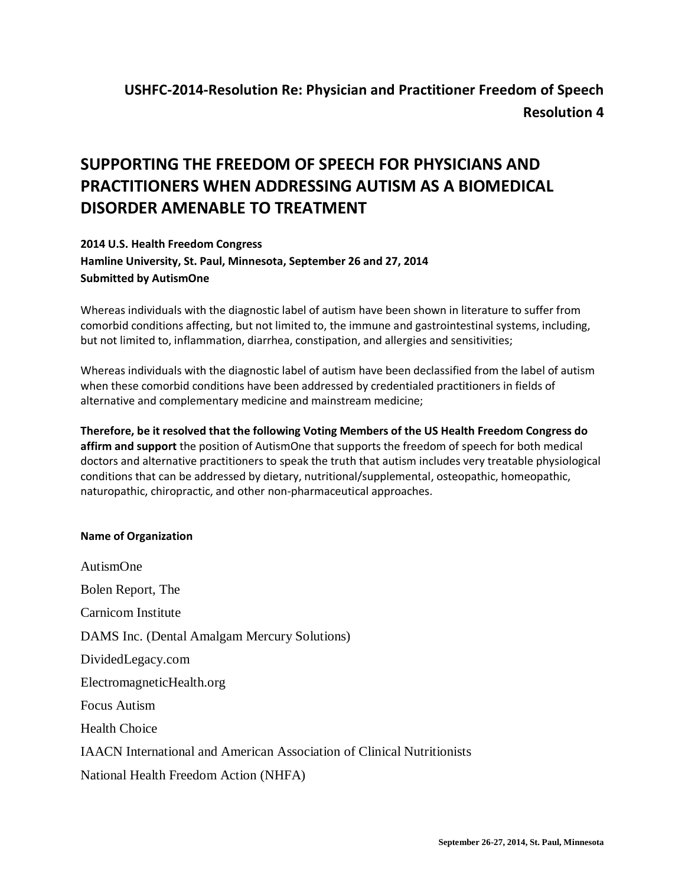**USHFC-2014-Resolution Re: Physician and Practitioner Freedom of Speech**
**Resolution 4**

# SUPPORTING THE FREEDOM OF SPEECH FOR PHYSICIANS AND PRACTITIONERS WHEN ADDRESSING AUTISM AS A BIOMEDICAL DISORDER AMENABLE TO TREATMENT

**2014 U.S. Health Freedom Congress**
**Hamline University, St. Paul, Minnesota, September 26 and 27, 2014**
**Submitted by AutismOne**

Whereas individuals with the diagnostic label of autism have been shown in literature to suffer from comorbid conditions affecting, but not limited to, the immune and gastrointestinal systems, including, but not limited to, inflammation, diarrhea, constipation, and allergies and sensitivities;

Whereas individuals with the diagnostic label of autism have been declassified from the label of autism when these comorbid conditions have been addressed by credentialed practitioners in fields of alternative and complementary medicine and mainstream medicine;

**Therefore, be it resolved that the following Voting Members of the US Health Freedom Congress do affirm and support** the position of AutismOne that supports the freedom of speech for both medical doctors and alternative practitioners to speak the truth that autism includes very treatable physiological conditions that can be addressed by dietary, nutritional/supplemental, osteopathic, homeopathic, naturopathic, chiropractic, and other non-pharmaceutical approaches.

**Name of Organization**

AutismOne

Bolen Report, The

Carnicom Institute

DAMS Inc. (Dental Amalgam Mercury Solutions)

DividedLegacy.com

ElectromagneticHealth.org

Focus Autism

Health Choice

IAACN International and American Association of Clinical Nutritionists

National Health Freedom Action (NHFA)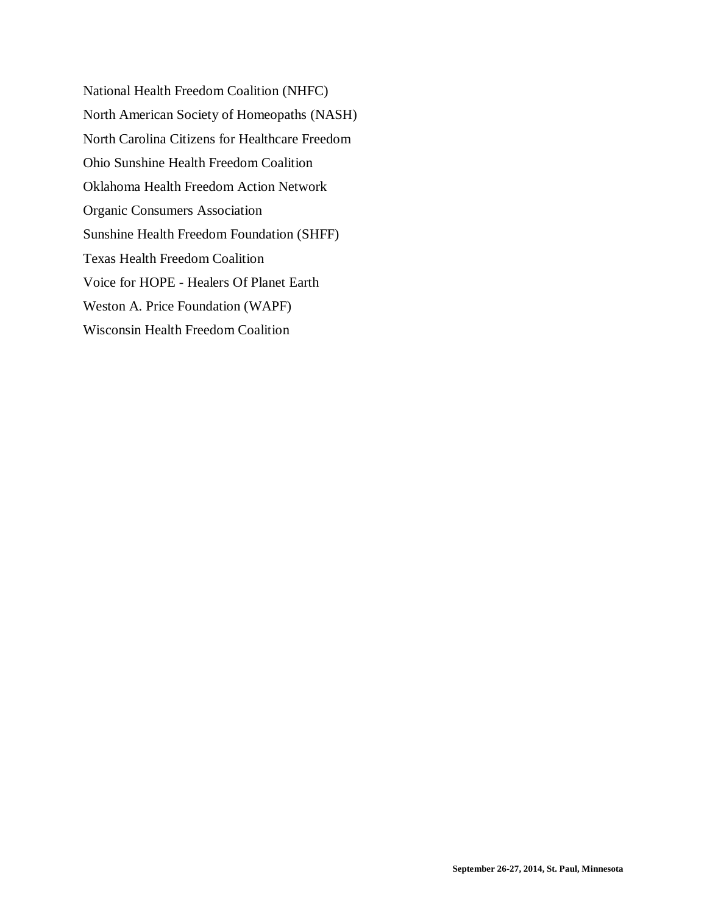National Health Freedom Coalition (NHFC)

North American Society of Homeopaths (NASH)

North Carolina Citizens for Healthcare Freedom

Ohio Sunshine Health Freedom Coalition

Oklahoma Health Freedom Action Network

Organic Consumers Association

Sunshine Health Freedom Foundation (SHFF)

Texas Health Freedom Coalition

Voice for HOPE - Healers Of Planet Earth

Weston A. Price Foundation (WAPF)

Wisconsin Health Freedom Coalition